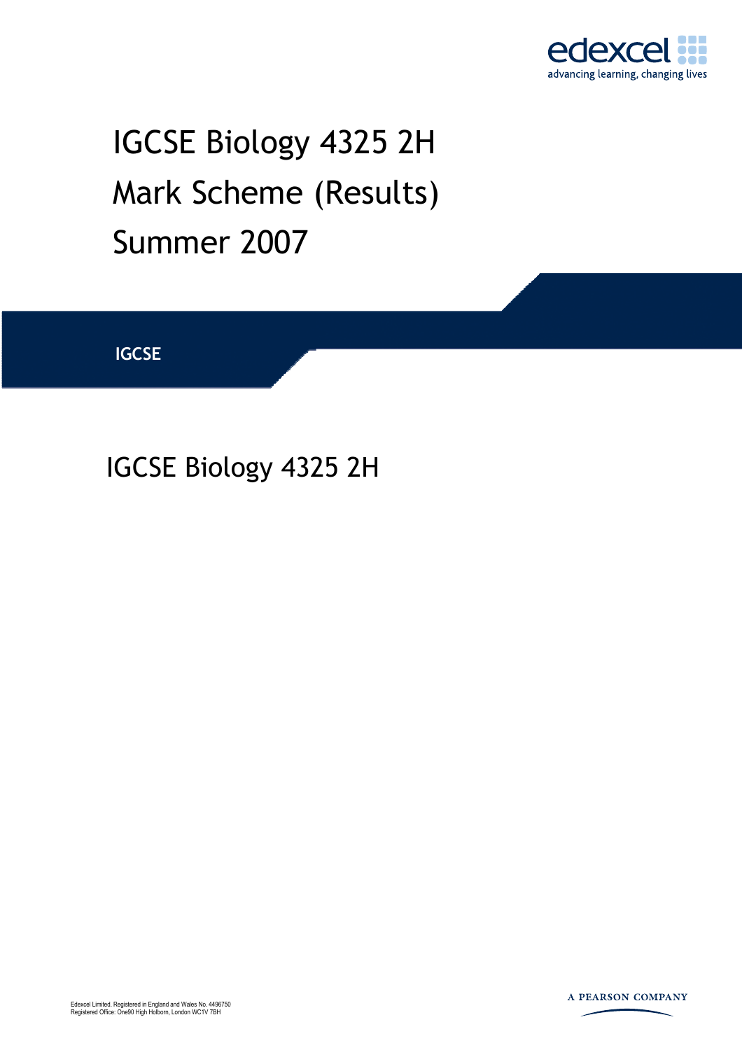edexcel
advancing learning, changing lives

# IGCSE Biology 4325 2H
# Mark Scheme (Results)
# Summer 2007

**IGCSE**

## IGCSE Biology 4325 2H

Edexcel Limited. Registered in England and Wales No. 4496750
Registered Office: One90 High Holborn, London WC1V 7BH

A PEARSON COMPANY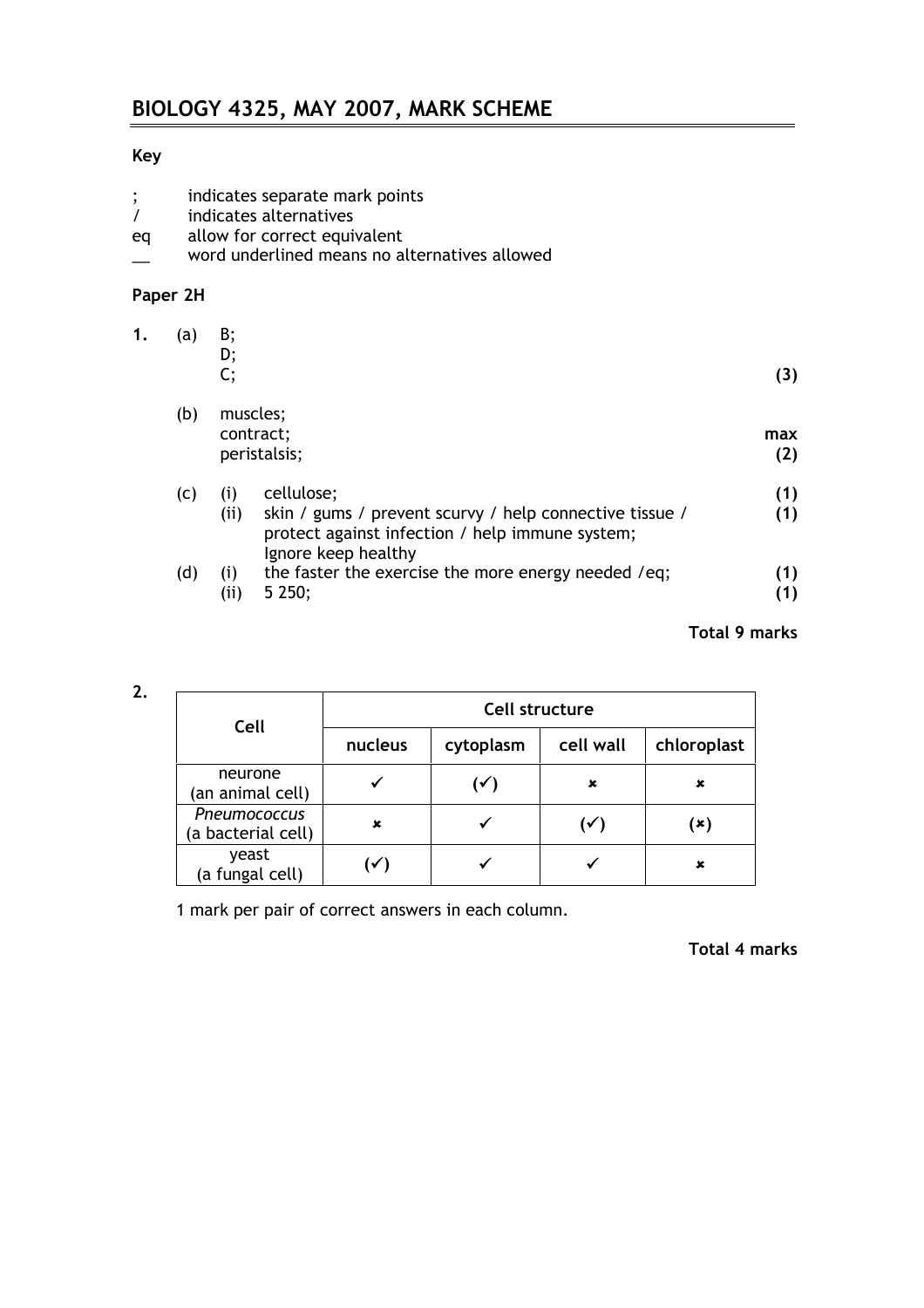# BIOLOGY 4325, MAY 2007, MARK SCHEME

**Key**

- ; indicates separate mark points
- / indicates alternatives
- eq allow for correct equivalent
- __ word underlined means no alternatives allowed

**Paper 2H**

**1.** (a) B;
D;
C; **(3)**

(b) muscles;
contract;
peristalsis; **max (2)**

(c) (i) cellulose; **(1)**

(ii) skin / gums / prevent scurvy / help connective tissue / protect against infection / help immune system;
Ignore keep healthy **(1)**

(d) (i) the faster the exercise the more energy needed /eq; **(1)**

(ii) 5 250; **(1)**

**Total 9 marks**

**2.**

| Cell | Cell structure | | | |
|---|---|---|---|---|
| | nucleus | cytoplasm | cell wall | chloroplast |
| neurone (an animal cell) | ✓ | (✓) | ✗ | ✗ |
| *Pneumococcus* (a bacterial cell) | ✗ | ✓ | (✓) | (✗) |
| yeast (a fungal cell) | (✓) | ✓ | ✓ | ✗ |

1 mark per pair of correct answers in each column.

**Total 4 marks**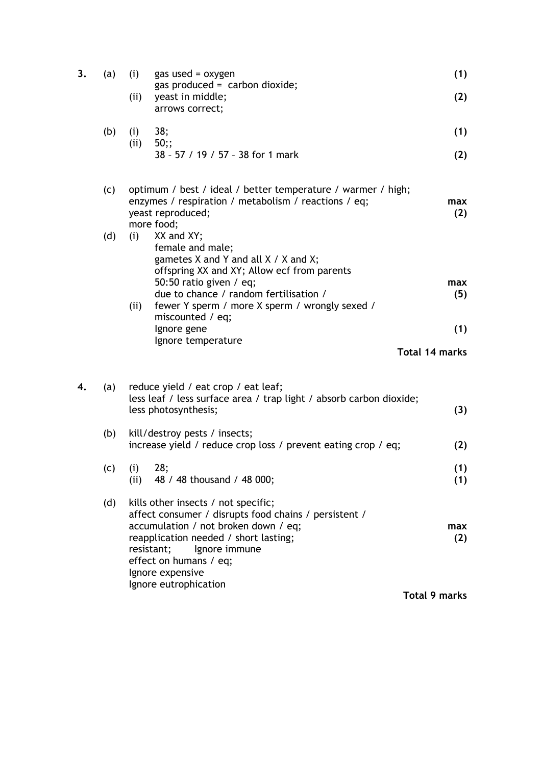| | | | | |
|---|---|---|---|---|
| **3.** | (a) | (i) | gas used = oxygen<br>gas produced = carbon dioxide; | **(1)** |
| | | (ii) | yeast in middle;<br>arrows correct; | **(2)** |
| | (b) | (i) | 38; | **(1)** |
| | | (ii) | 50;;<br>38 – 57 / 19 / 57 – 38 for 1 mark | **(2)** |
| | (c) | | optimum / best / ideal / better temperature / warmer / high;<br>enzymes / respiration / metabolism / reactions / eq;<br>yeast reproduced;<br>more food; | **max (2)** |
| | (d) | (i) | XX and XY;<br>female and male;<br>gametes X and Y and all X / X and X;<br>offspring XX and XY; Allow ecf from parents<br>50:50 ratio given / eq;<br>due to chance / random fertilisation / | **max (5)** |
| | | (ii) | fewer Y sperm / more X sperm / wrongly sexed / miscounted / eq;<br>Ignore gene<br>Ignore temperature | **(1)** |
| | | | | **Total 14 marks** |

| | | | | |
|---|---|---|---|---|
| **4.** | (a) | | reduce yield / eat crop / eat leaf;<br>less leaf / less surface area / trap light / absorb carbon dioxide;<br>less photosynthesis; | **(3)** |
| | (b) | | kill/destroy pests / insects;<br>increase yield / reduce crop loss / prevent eating crop / eq; | **(2)** |
| | (c) | (i) | 28; | **(1)** |
| | | (ii) | 48 / 48 thousand / 48 000; | **(1)** |
| | (d) | | kills other insects / not specific;<br>affect consumer / disrupts food chains / persistent / accumulation / not broken down / eq;<br>reapplication needed / short lasting;<br>resistant; Ignore immune<br>effect on humans / eq;<br>Ignore expensive<br>Ignore eutrophication | **max (2)** |
| | | | | **Total 9 marks** |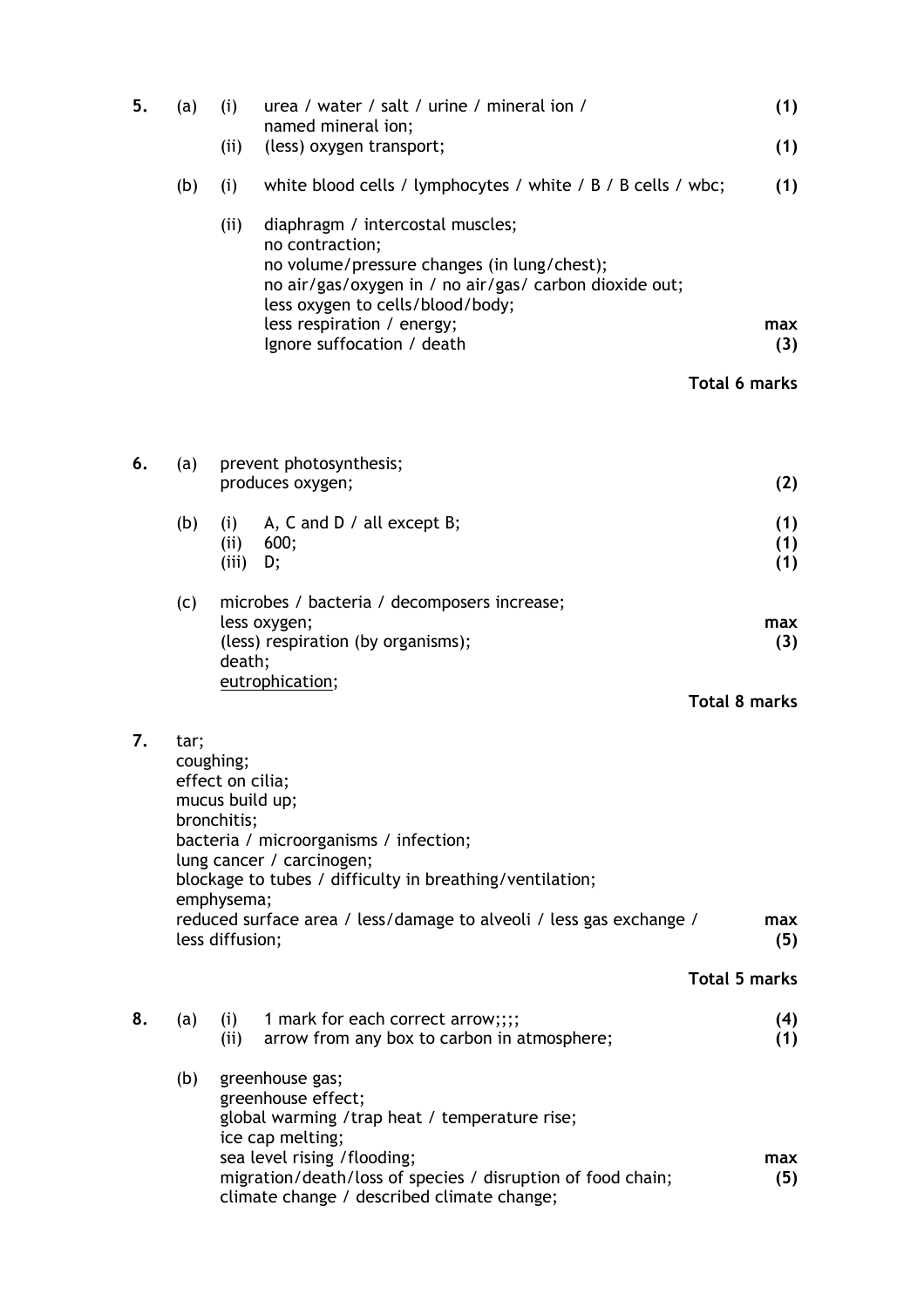**5.** (a) (i) urea / water / salt / urine / mineral ion / named mineral ion; **(1)**

(ii) (less) oxygen transport; **(1)**

(b) (i) white blood cells / lymphocytes / white / B / B cells / wbc; **(1)**

(ii) diaphragm / intercostal muscles;
no contraction;
no volume/pressure changes (in lung/chest);
no air/gas/oxygen in / no air/gas/ carbon dioxide out;
less oxygen to cells/blood/body;
less respiration / energy; **max**
Ignore suffocation / death **(3)**

**Total 6 marks**

**6.** (a) prevent photosynthesis;
produces oxygen; **(2)**

(b) (i) A, C and D / all except B; **(1)**
(ii) 600; **(1)**
(iii) D; **(1)**

(c) microbes / bacteria / decomposers increase;
less oxygen; **max**
(less) respiration (by organisms); **(3)**
death;
<u>eutrophication</u>;

**Total 8 marks**

**7.** tar;
coughing;
effect on cilia;
mucus build up;
bronchitis;
bacteria / microorganisms / infection;
lung cancer / carcinogen;
blockage to tubes / difficulty in breathing/ventilation;
emphysema;
reduced surface area / less/damage to alveoli / less gas exchange / less diffusion; **max (5)**

**Total 5 marks**

**8.** (a) (i) 1 mark for each correct arrow;;;; **(4)**
(ii) arrow from any box to carbon in atmosphere; **(1)**

(b) greenhouse gas;
greenhouse effect;
global warming /trap heat / temperature rise;
ice cap melting;
sea level rising /flooding; **max**
migration/death/loss of species / disruption of food chain; **(5)**
climate change / described climate change;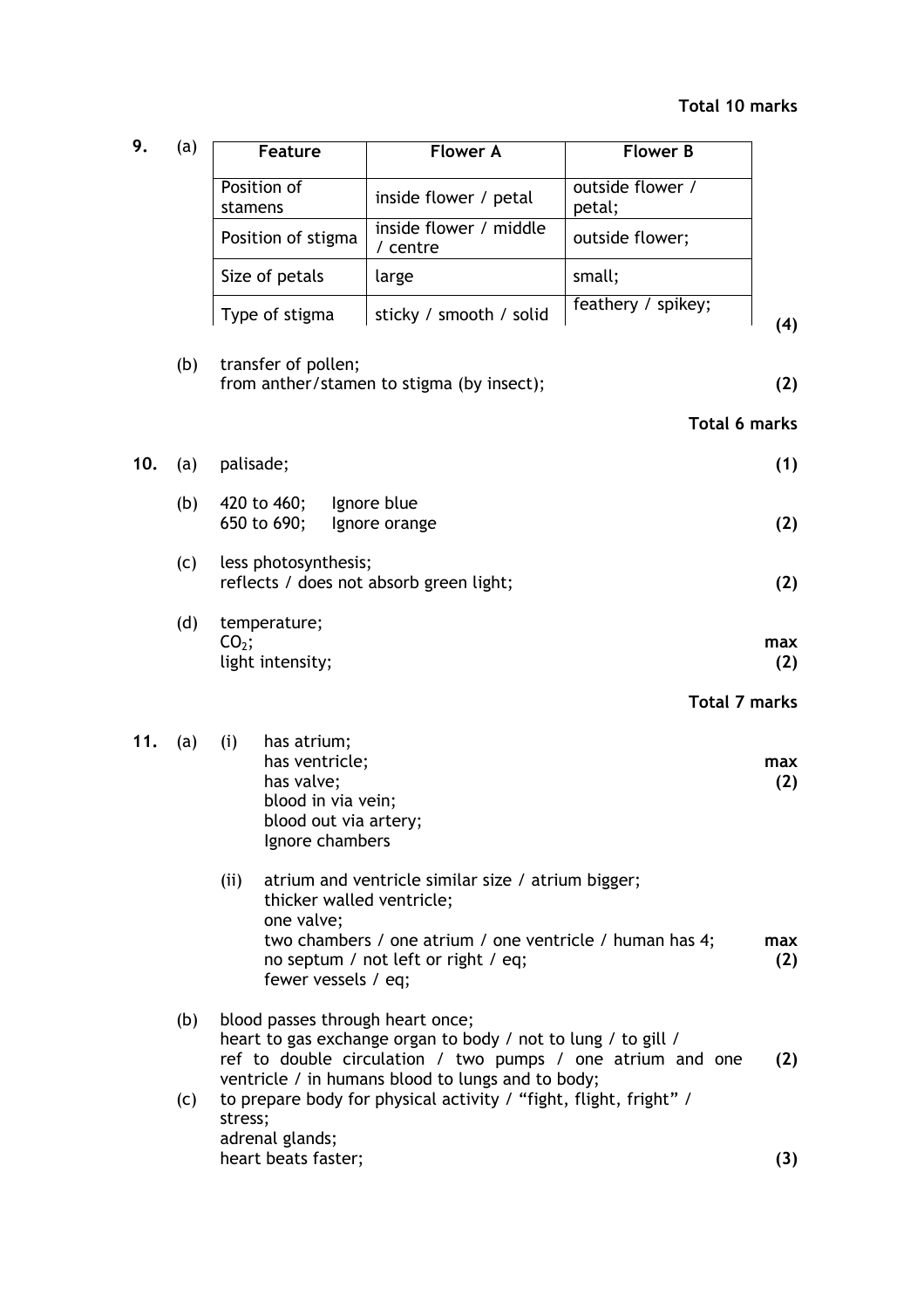**Total 10 marks**

**9.** (a)

| Feature | Flower A | Flower B |
|---|---|---|
| Position of stamens | inside flower / petal | outside flower / petal; |
| Position of stigma | inside flower / middle / centre | outside flower; |
| Size of petals | large | small; |
| Type of stigma | sticky / smooth / solid | feathery / spikey; |

**(4)**

(b) transfer of pollen;
from anther/stamen to stigma (by insect); **(2)**

**Total 6 marks**

**10.** (a) palisade; **(1)**

(b) 420 to 460; Ignore blue
650 to 690; Ignore orange **(2)**

(c) less photosynthesis;
reflects / does not absorb green light; **(2)**

(d) temperature;
$CO_2$;
light intensity; **max (2)**

**Total 7 marks**

**11.** (a) (i) has atrium;
has ventricle;
has valve;
blood in via vein;
blood out via artery;
Ignore chambers **max (2)**

(ii) atrium and ventricle similar size / atrium bigger;
thicker walled ventricle;
one valve;
two chambers / one atrium / one ventricle / human has 4;
no septum / not left or right / eq;
fewer vessels / eq; **max (2)**

(b) blood passes through heart once;
heart to gas exchange organ to body / not to lung / to gill /
ref to double circulation / two pumps / one atrium and one ventricle / in humans blood to lungs and to body; **(2)**

(c) to prepare body for physical activity / "fight, flight, fright" / stress;
adrenal glands;
heart beats faster; **(3)**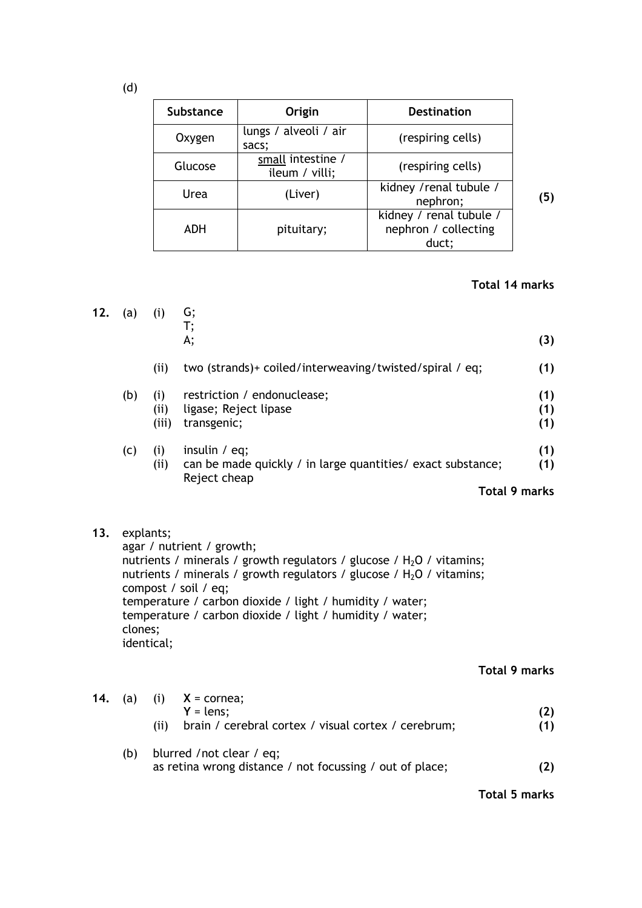(d)

| Substance | Origin | Destination |
|---|---|---|
| Oxygen | lungs / alveoli / air sacs; | (respiring cells) |
| Glucose | small intestine / ileum / villi; | (respiring cells) |
| Urea | (Liver) | kidney /renal tubule / nephron; |
| ADH | pituitary; | kidney / renal tubule / nephron / collecting duct; |

**(5)**

**Total 14 marks**

**12.** (a) (i) G;
T;
A; **(3)**

(ii) two (strands)+ coiled/interweaving/twisted/spiral / eq; **(1)**

(b) (i) restriction / endonuclease; **(1)**
(ii) ligase; Reject lipase **(1)**
(iii) transgenic; **(1)**

(c) (i) insulin / eq; **(1)**
(ii) can be made quickly / in large quantities/ exact substance; **(1)**
Reject cheap

**Total 9 marks**

**13.** explants;
agar / nutrient / growth;
nutrients / minerals / growth regulators / glucose / $H_2O$ / vitamins;
nutrients / minerals / growth regulators / glucose / $H_2O$ / vitamins;
compost / soil / eq;
temperature / carbon dioxide / light / humidity / water;
temperature / carbon dioxide / light / humidity / water;
clones;
identical;

**Total 9 marks**

**14.** (a) (i) **X** = cornea;
**Y** = lens; **(2)**
(ii) brain / cerebral cortex / visual cortex / cerebrum; **(1)**

(b) blurred /not clear / eq;
as retina wrong distance / not focussing / out of place; **(2)**

**Total 5 marks**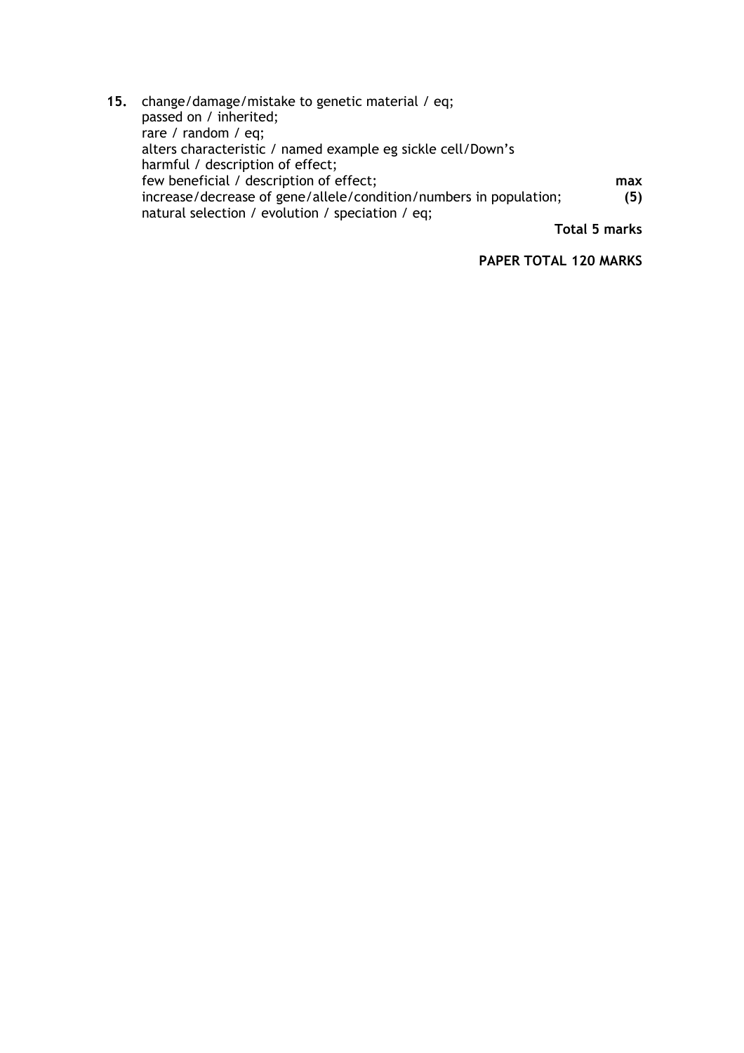**15.** change/damage/mistake to genetic material / eq;
passed on / inherited;
rare / random / eq;
alters characteristic / named example eg sickle cell/Down's
harmful / description of effect;
few beneficial / description of effect;
increase/decrease of gene/allele/condition/numbers in population;
natural selection / evolution / speciation / eq;

**max (5)**

**Total 5 marks**

**PAPER TOTAL 120 MARKS**